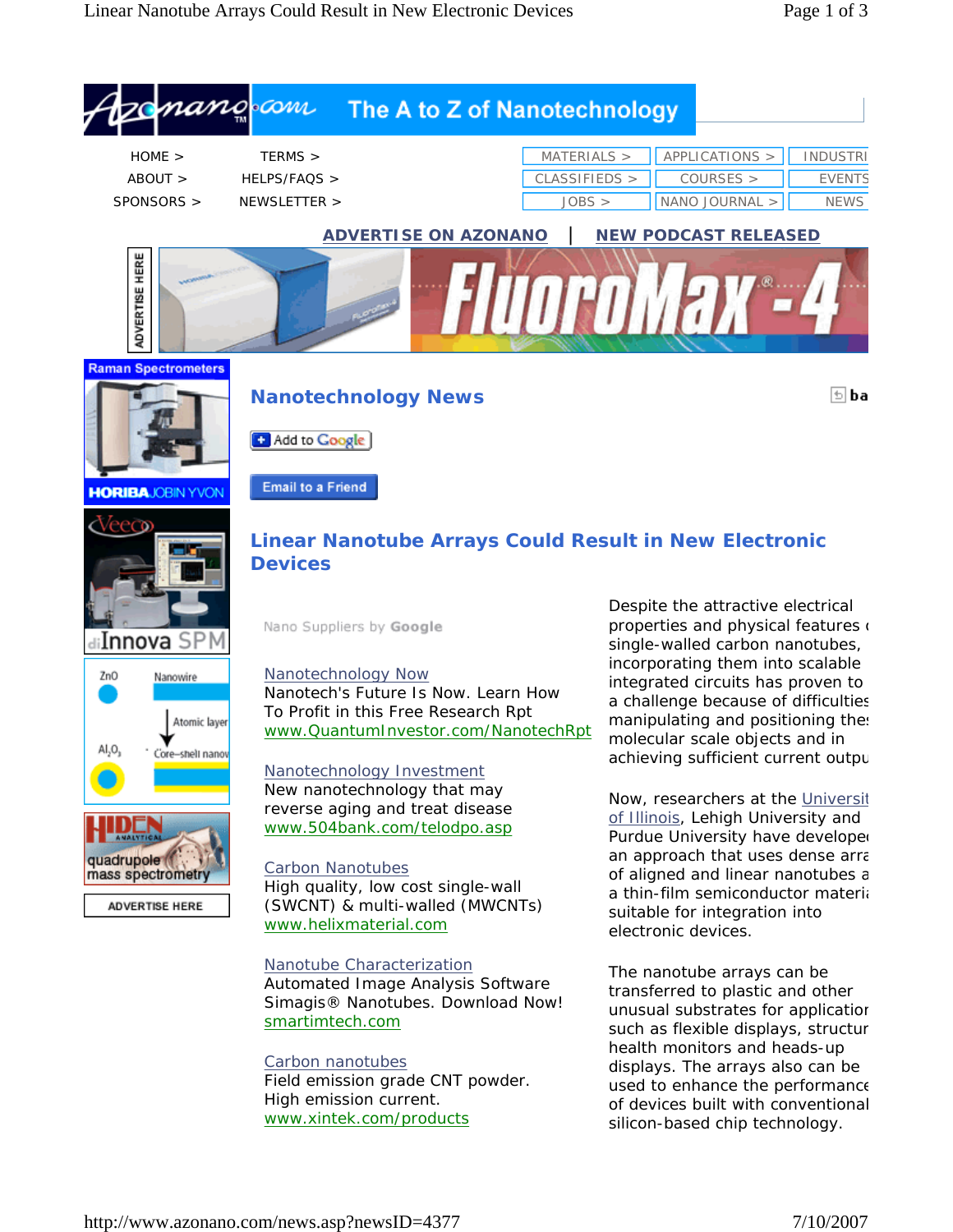AZonano.com The A to Z of Nanotechnology

HOME > TERMS > MATERIALS > APPLICATIONS > INDUSTRI
ABOUT > HELPS/FAQS > CLASSIFIEDS > COURSES > EVENTS
SPONSORS > NEWSLETTER > JOBS > NANO JOURNAL > NEWS

ADVERTISE ON AZONANO | NEW PODCAST RELEASED

ADVERTISE HERE

## Nanotechnology News

Add to Google

Email to a Friend

# Linear Nanotube Arrays Could Result in New Electronic Devices

Nano Suppliers by Google

Nanotechnology Now
Nanotech's Future Is Now. Learn How To Profit in this Free Research Rpt
www.QuantumInvestor.com/NanotechRpt

Nanotechnology Investment
New nanotechnology that may reverse aging and treat disease
www.504bank.com/telodpo.asp

Carbon Nanotubes
High quality, low cost single-wall (SWCNT) & multi-walled (MWCNTs)
www.helixmaterial.com

Nanotube Characterization
Automated Image Analysis Software Simagis® Nanotubes. Download Now!
smartimtech.com

Carbon nanotubes
Field emission grade CNT powder. High emission current.
www.xintek.com/products

Despite the attractive electrical properties and physical features of single-walled carbon nanotubes, incorporating them into scalable integrated circuits has proven to be a challenge because of difficulties in manipulating and positioning these molecular scale objects and in achieving sufficient current output.

Now, researchers at the University of Illinois, Lehigh University and Purdue University have developed an approach that uses dense arrays of aligned and linear nanotubes as a thin-film semiconductor material suitable for integration into electronic devices.

The nanotube arrays can be transferred to plastic and other unusual substrates for applications such as flexible displays, structural health monitors and heads-up displays. The arrays also can be used to enhance the performance of devices built with conventional silicon-based chip technology.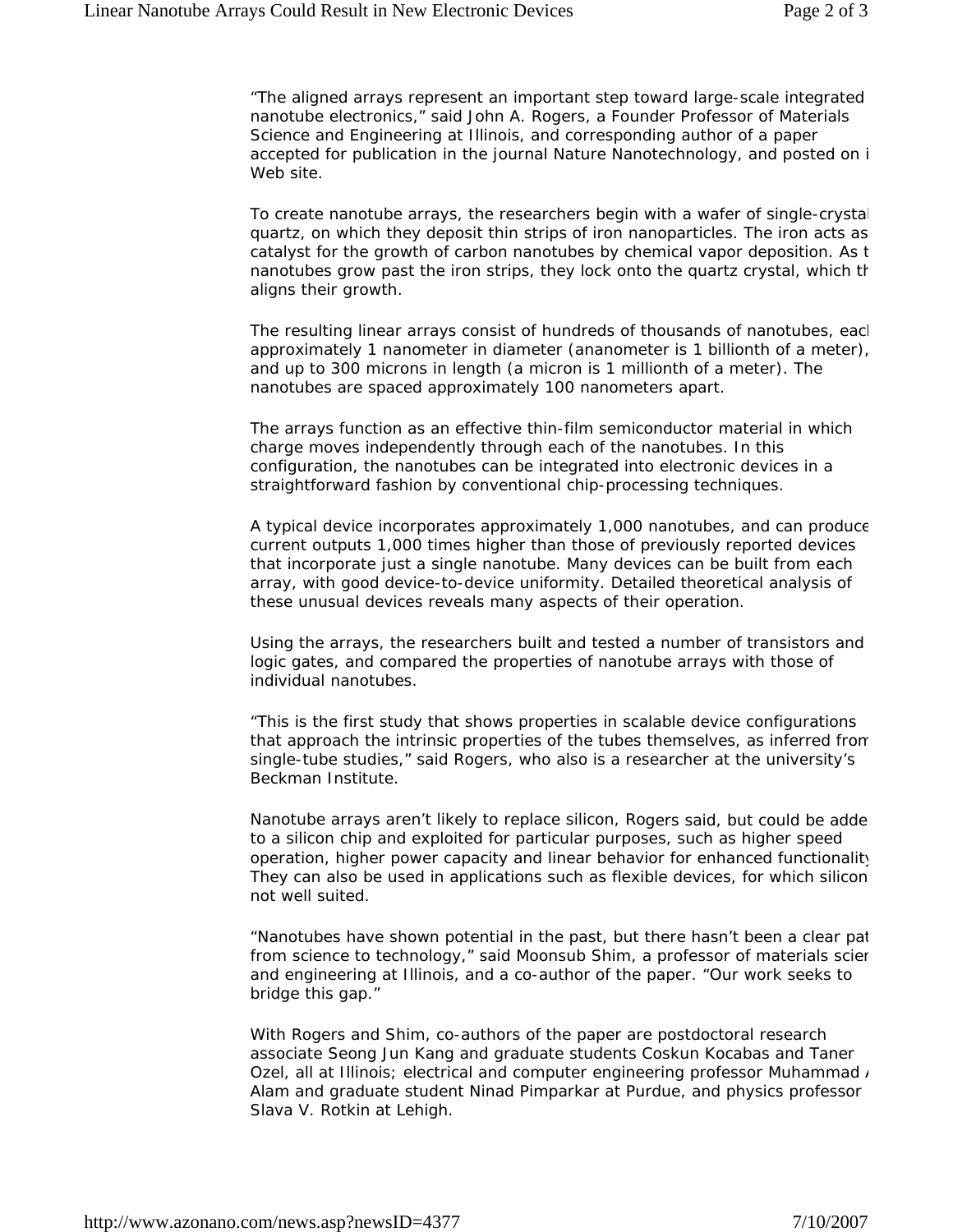"The aligned arrays represent an important step toward large-scale integrated nanotube electronics," said John A. Rogers, a Founder Professor of Materials Science and Engineering at Illinois, and corresponding author of a paper accepted for publication in the journal Nature Nanotechnology, and posted on i Web site.

To create nanotube arrays, the researchers begin with a wafer of single-crystal quartz, on which they deposit thin strips of iron nanoparticles. The iron acts as catalyst for the growth of carbon nanotubes by chemical vapor deposition. As t nanotubes grow past the iron strips, they lock onto the quartz crystal, which th aligns their growth.

The resulting linear arrays consist of hundreds of thousands of nanotubes, eacl approximately 1 nanometer in diameter (ananometer is 1 billionth of a meter), and up to 300 microns in length (a micron is 1 millionth of a meter). The nanotubes are spaced approximately 100 nanometers apart.

The arrays function as an effective thin-film semiconductor material in which charge moves independently through each of the nanotubes. In this configuration, the nanotubes can be integrated into electronic devices in a straightforward fashion by conventional chip-processing techniques.

A typical device incorporates approximately 1,000 nanotubes, and can produce current outputs 1,000 times higher than those of previously reported devices that incorporate just a single nanotube. Many devices can be built from each array, with good device-to-device uniformity. Detailed theoretical analysis of these unusual devices reveals many aspects of their operation.

Using the arrays, the researchers built and tested a number of transistors and logic gates, and compared the properties of nanotube arrays with those of individual nanotubes.

"This is the first study that shows properties in scalable device configurations that approach the intrinsic properties of the tubes themselves, as inferred from single-tube studies," said Rogers, who also is a researcher at the university's Beckman Institute.

Nanotube arrays aren't likely to replace silicon, Rogers said, but could be adde to a silicon chip and exploited for particular purposes, such as higher speed operation, higher power capacity and linear behavior for enhanced functionality They can also be used in applications such as flexible devices, for which silicon not well suited.

"Nanotubes have shown potential in the past, but there hasn't been a clear pat from science to technology," said Moonsub Shim, a professor of materials scier and engineering at Illinois, and a co-author of the paper. "Our work seeks to bridge this gap."

With Rogers and Shim, co-authors of the paper are postdoctoral research associate Seong Jun Kang and graduate students Coskun Kocabas and Taner Ozel, all at Illinois; electrical and computer engineering professor Muhammad A Alam and graduate student Ninad Pimparkar at Purdue, and physics professor Slava V. Rotkin at Lehigh.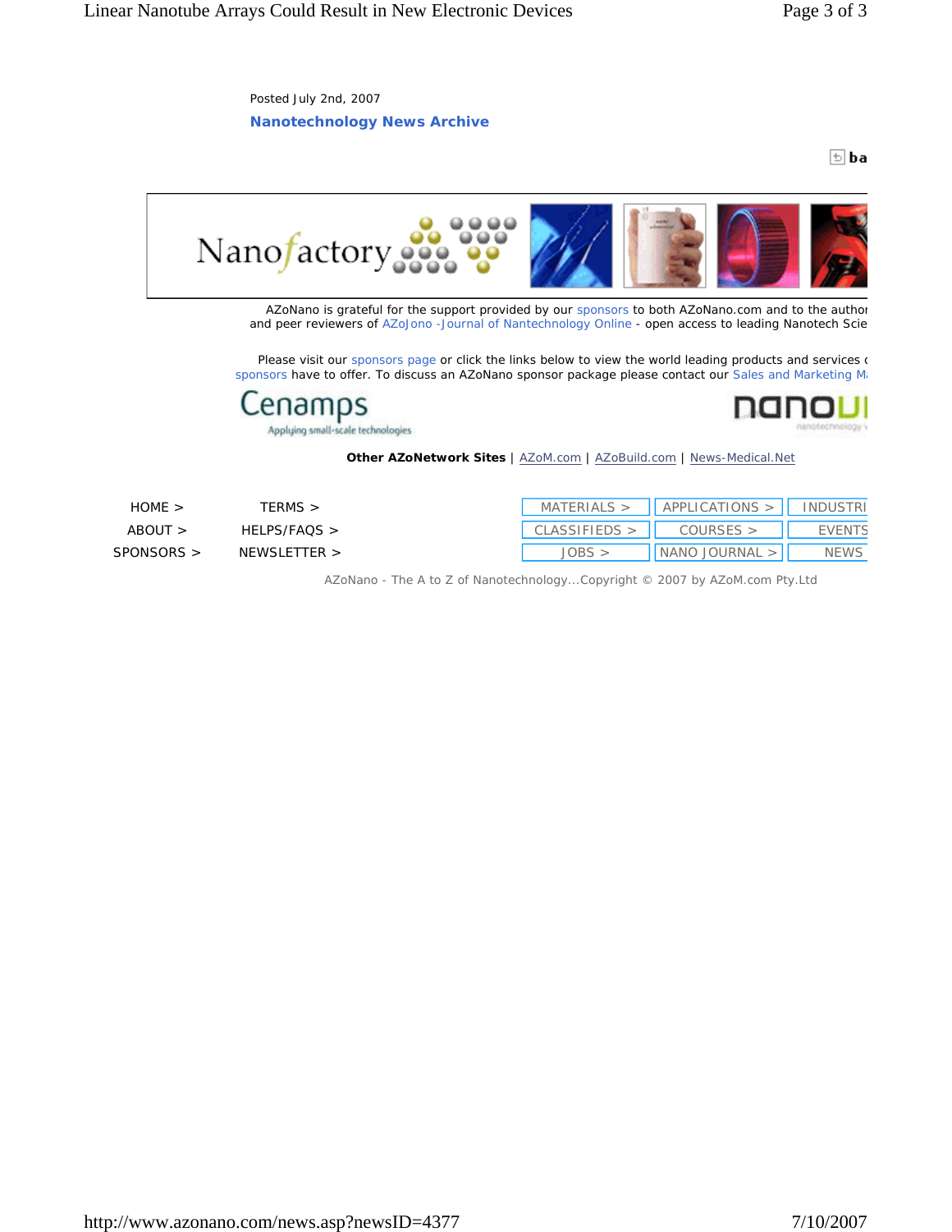Posted July 2nd, 2007

**Nanotechnology News Archive**

ba

Nanofactory

AZoNano is grateful for the support provided by our sponsors to both AZoNano.com and to the author and peer reviewers of AZoJono -Journal of Nantechnology Online - open access to leading Nanotech Scie

Please visit our sponsors page or click the links below to view the world leading products and services o sponsors have to offer. To discuss an AZoNano sponsor package please contact our Sales and Marketing M

Cenamps
Applying small-scale technologies

nanoU

**Other AZoNetwork Sites** | AZoM.com | AZoBuild.com | News-Medical.Net

HOME > TERMS >
ABOUT > HELPS/FAQS >
SPONSORS > NEWSLETTER >

MATERIALS > APPLICATIONS > INDUSTRI
CLASSIFIEDS > COURSES > EVENTS
JOBS > NANO JOURNAL > NEWS

AZoNano - The A to Z of Nanotechnology...Copyright © 2007 by AZoM.com Pty.Ltd